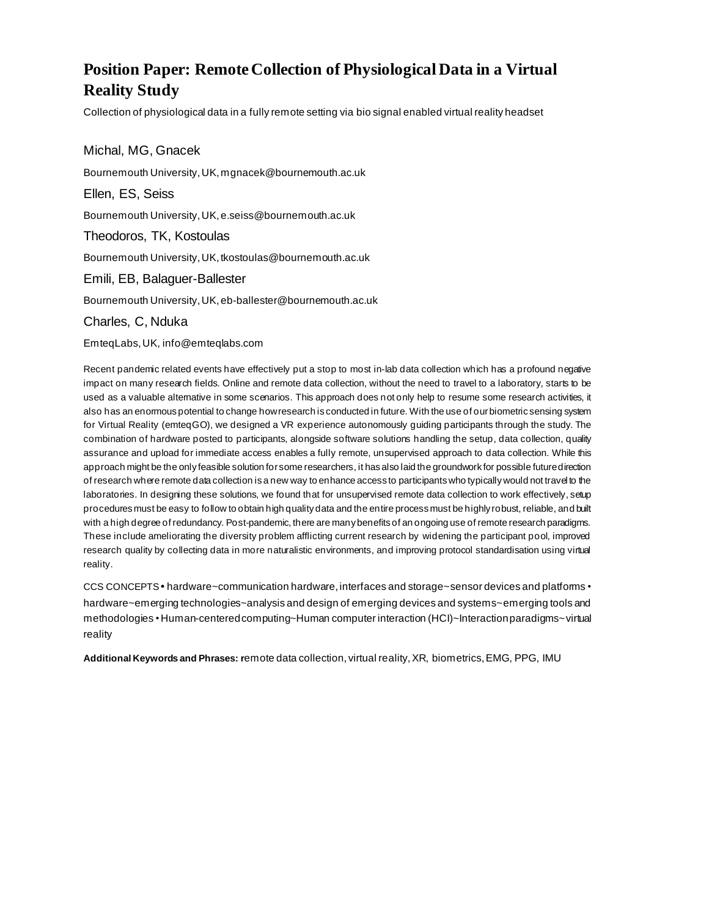# Position Paper: Remote Collection of Physiological Data in a Virtual Reality Study

Collection of physiological data in a fully remote setting via bio signal enabled virtual reality headset

Michal, MG, Gnacek

Bournemouth University, UK, mgnacek@bournemouth.ac.uk

Ellen, ES, Seiss

Bournemouth University, UK, e.seiss@bournemouth.ac.uk

Theodoros, TK, Kostoulas

Bournemouth University, UK, tkostoulas@bournemouth.ac.uk

Emili, EB, Balaguer-Ballester

Bournemouth University, UK, eb-ballester@bournemouth.ac.uk

Charles, C, Nduka

EmteqLabs, UK, info@emteqlabs.com

Recent pandemic related events have effectively put a stop to most in-lab data collection which has a profound negative impact on many research fields. Online and remote data collection, without the need to travel to a laboratory, starts to be used as a valuable alternative in some scenarios. This approach does not only help to resume some research activities, it also has an enormous potential to change how research is conducted in future. With the use of our biometric sensing system for Virtual Reality (emteqGO), we designed a VR experience autonomously guiding participants through the study. The combination of hardware posted to participants, alongside software solutions handling the setup, data collection, quality assurance and upload for immediate access enables a fully remote, unsupervised approach to data collection. While this approach might be the only feasible solution for some researchers, it has also laid the groundwork for possible future direction of research where remote data collection is a new way to enhance access to participants who typically would not travel to the laboratories. In designing these solutions, we found that for unsupervised remote data collection to work effectively, setup procedures must be easy to follow to obtain high quality data and the entire process must be highly robust, reliable, and built with a high degree of redundancy. Post-pandemic, there are many benefits of an ongoing use of remote research paradigms. These include ameliorating the diversity problem afflicting current research by widening the participant pool, improved research quality by collecting data in more naturalistic environments, and improving protocol standardisation using virtual reality.

CCS CONCEPTS • hardware~communication hardware, interfaces and storage~sensor devices and platforms • hardware~emerging technologies~analysis and design of emerging devices and systems~emerging tools and methodologies • Human-centered computing~Human computer interaction (HCI)~Interaction paradigms~virtual reality

**Additional Keywords and Phrases: r**emote data collection, virtual reality, XR, biometrics, EMG, PPG, IMU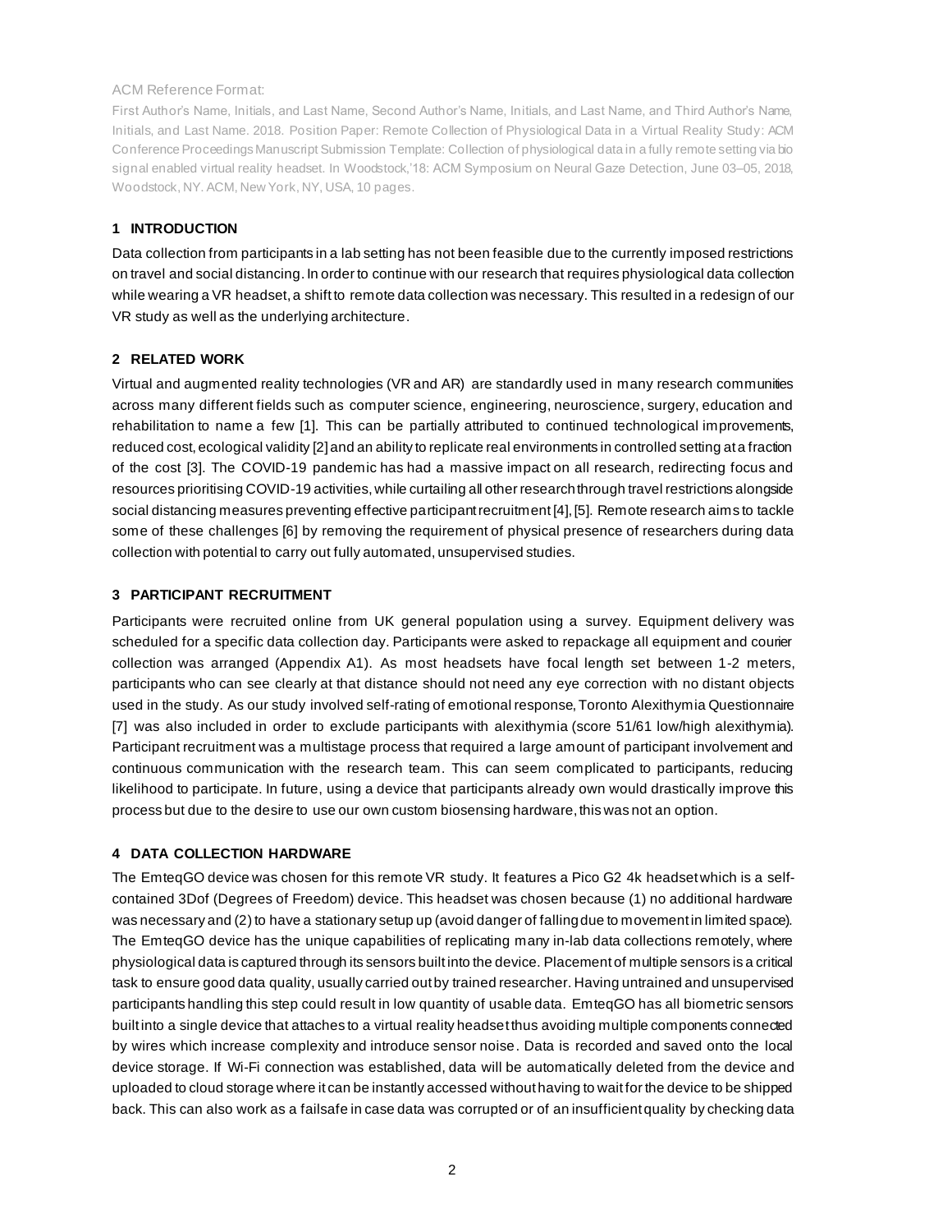ACM Reference Format:

First Author's Name, Initials, and Last Name, Second Author's Name, Initials, and Last Name, and Third Author's Name, Initials, and Last Name. 2018. Position Paper: Remote Collection of Physiological Data in a Virtual Reality Study: ACM Conference Proceedings Manuscript Submission Template: Collection of physiological data in a fully remote setting via bio signal enabled virtual reality headset. In Woodstock,'18: ACM Symposium on Neural Gaze Detection, June 03–05, 2018, Woodstock, NY. ACM, New York, NY, USA, 10 pages.

## 1 INTRODUCTION

Data collection from participants in a lab setting has not been feasible due to the currently imposed restrictions on travel and social distancing. In order to continue with our research that requires physiological data collection while wearing a VR headset, a shift to remote data collection was necessary. This resulted in a redesign of our VR study as well as the underlying architecture.

## 2 RELATED WORK

Virtual and augmented reality technologies (VR and AR) are standardly used in many research communities across many different fields such as computer science, engineering, neuroscience, surgery, education and rehabilitation to name a few [1]. This can be partially attributed to continued technological improvements, reduced cost, ecological validity [2] and an ability to replicate real environments in controlled setting at a fraction of the cost [3]. The COVID-19 pandemic has had a massive impact on all research, redirecting focus and resources prioritising COVID-19 activities, while curtailing all other research through travel restrictions alongside social distancing measures preventing effective participant recruitment [4], [5]. Remote research aims to tackle some of these challenges [6] by removing the requirement of physical presence of researchers during data collection with potential to carry out fully automated, unsupervised studies.

## 3 PARTICIPANT RECRUITMENT

Participants were recruited online from UK general population using a survey. Equipment delivery was scheduled for a specific data collection day. Participants were asked to repackage all equipment and courier collection was arranged (Appendix A1). As most headsets have focal length set between 1-2 meters, participants who can see clearly at that distance should not need any eye correction with no distant objects used in the study. As our study involved self-rating of emotional response, Toronto Alexithymia Questionnaire [7] was also included in order to exclude participants with alexithymia (score 51/61 low/high alexithymia). Participant recruitment was a multistage process that required a large amount of participant involvement and continuous communication with the research team. This can seem complicated to participants, reducing likelihood to participate. In future, using a device that participants already own would drastically improve this process but due to the desire to use our own custom biosensing hardware, this was not an option.

## 4 DATA COLLECTION HARDWARE

The EmteqGO device was chosen for this remote VR study. It features a Pico G2 4k headset which is a self-contained 3Dof (Degrees of Freedom) device. This headset was chosen because (1) no additional hardware was necessary and (2) to have a stationary setup up (avoid danger of falling due to movement in limited space). The EmteqGO device has the unique capabilities of replicating many in-lab data collections remotely, where physiological data is captured through its sensors built into the device. Placement of multiple sensors is a critical task to ensure good data quality, usually carried out by trained researcher. Having untrained and unsupervised participants handling this step could result in low quantity of usable data. EmteqGO has all biometric sensors built into a single device that attaches to a virtual reality headset thus avoiding multiple components connected by wires which increase complexity and introduce sensor noise. Data is recorded and saved onto the local device storage. If Wi-Fi connection was established, data will be automatically deleted from the device and uploaded to cloud storage where it can be instantly accessed without having to wait for the device to be shipped back. This can also work as a failsafe in case data was corrupted or of an insufficient quality by checking data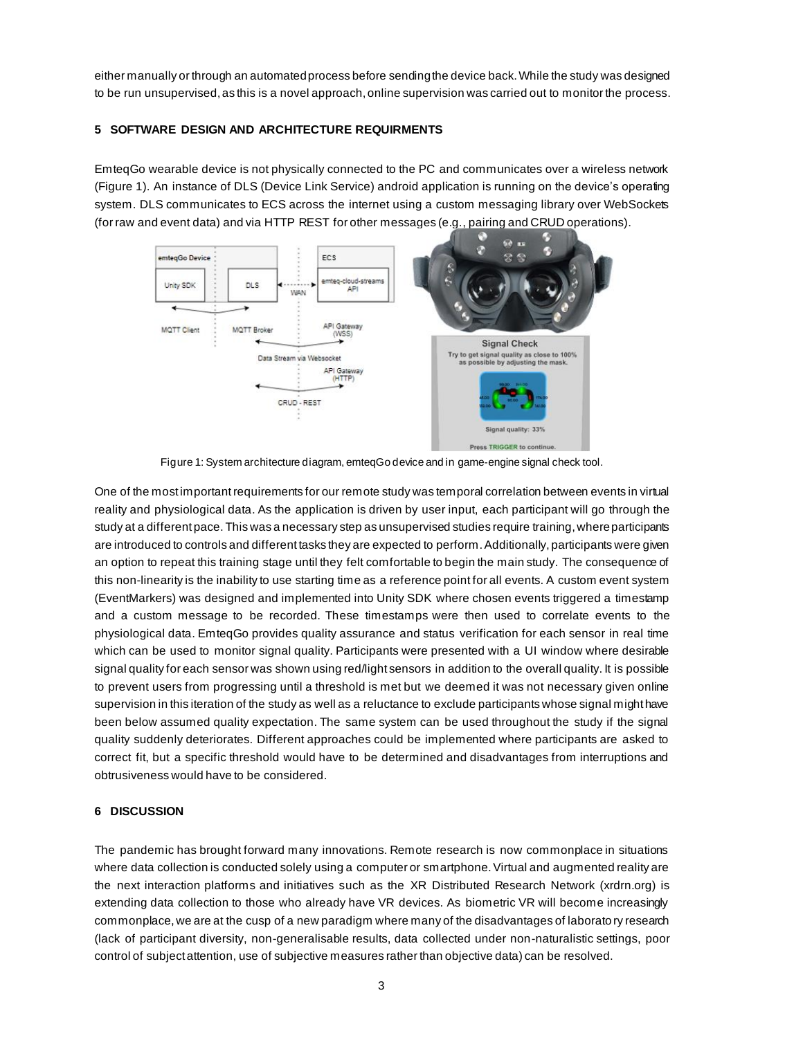either manually or through an automated process before sending the device back. While the study was designed to be run unsupervised, as this is a novel approach, online supervision was carried out to monitor the process.

## 5 SOFTWARE DESIGN AND ARCHITECTURE REQUIRMENTS

EmteqGo wearable device is not physically connected to the PC and communicates over a wireless network (Figure 1). An instance of DLS (Device Link Service) android application is running on the device's operating system. DLS communicates to ECS across the internet using a custom messaging library over WebSockets (for raw and event data) and via HTTP REST for other messages (e.g., pairing and CRUD operations).

Figure 1: System architecture diagram, emteqGo device and in game-engine signal check tool.

One of the most important requirements for our remote study was temporal correlation between events in virtual reality and physiological data. As the application is driven by user input, each participant will go through the study at a different pace. This was a necessary step as unsupervised studies require training, where participants are introduced to controls and different tasks they are expected to perform. Additionally, participants were given an option to repeat this training stage until they felt comfortable to begin the main study. The consequence of this non-linearity is the inability to use starting time as a reference point for all events. A custom event system (EventMarkers) was designed and implemented into Unity SDK where chosen events triggered a timestamp and a custom message to be recorded. These timestamps were then used to correlate events to the physiological data. EmteqGo provides quality assurance and status verification for each sensor in real time which can be used to monitor signal quality. Participants were presented with a UI window where desirable signal quality for each sensor was shown using red/light sensors in addition to the overall quality. It is possible to prevent users from progressing until a threshold is met but we deemed it was not necessary given online supervision in this iteration of the study as well as a reluctance to exclude participants whose signal might have been below assumed quality expectation. The same system can be used throughout the study if the signal quality suddenly deteriorates. Different approaches could be implemented where participants are asked to correct fit, but a specific threshold would have to be determined and disadvantages from interruptions and obtrusiveness would have to be considered.

## 6 DISCUSSION

The pandemic has brought forward many innovations. Remote research is now commonplace in situations where data collection is conducted solely using a computer or smartphone. Virtual and augmented reality are the next interaction platforms and initiatives such as the XR Distributed Research Network (xrdrn.org) is extending data collection to those who already have VR devices. As biometric VR will become increasingly commonplace, we are at the cusp of a new paradigm where many of the disadvantages of laboratory research (lack of participant diversity, non-generalisable results, data collected under non-naturalistic settings, poor control of subject attention, use of subjective measures rather than objective data) can be resolved.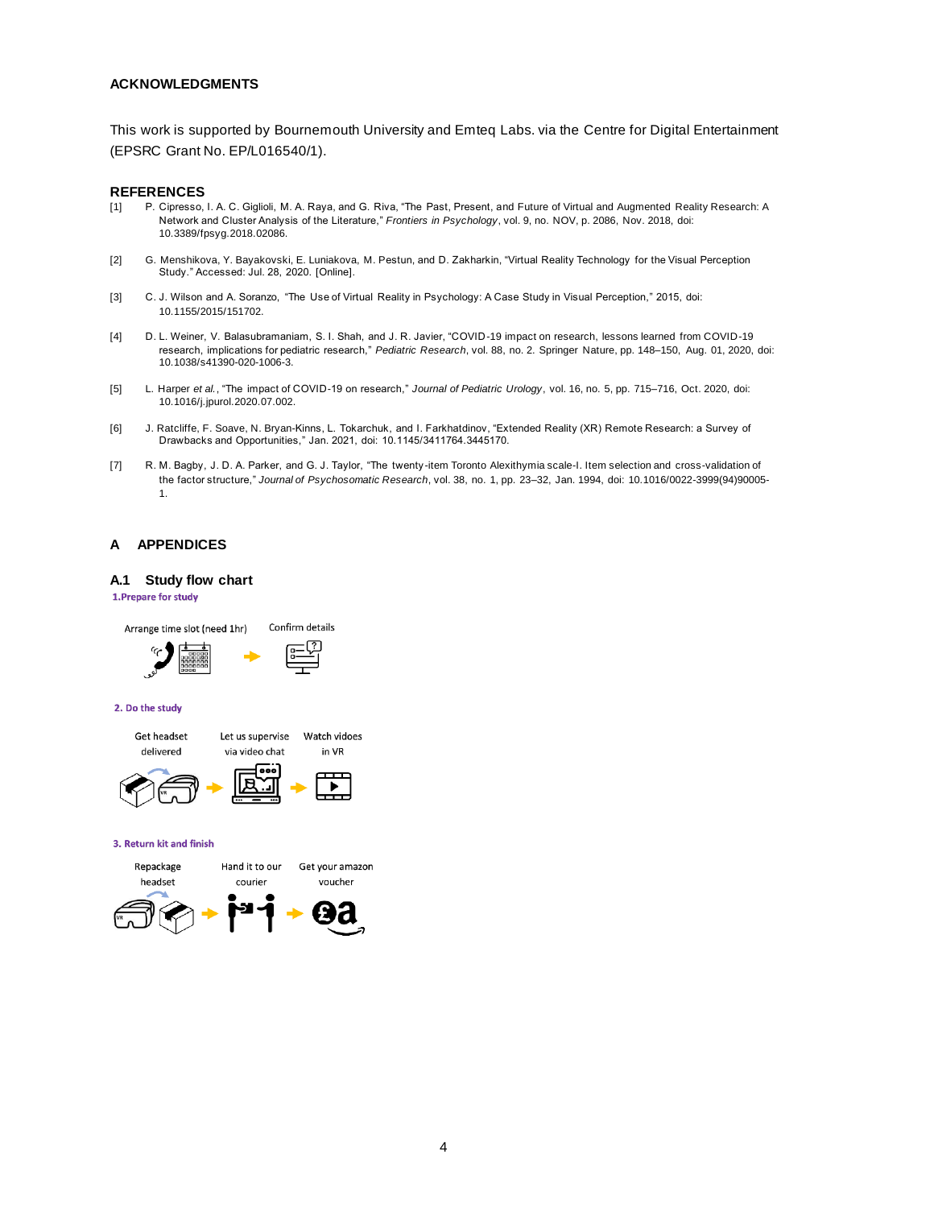## ACKNOWLEDGMENTS

This work is supported by Bournemouth University and Emteq Labs. via the Centre for Digital Entertainment (EPSRC Grant No. EP/L016540/1).

## REFERENCES

[1] P. Cipresso, I. A. C. Giglioli, M. A. Raya, and G. Riva, "The Past, Present, and Future of Virtual and Augmented Reality Research: A Network and Cluster Analysis of the Literature," *Frontiers in Psychology*, vol. 9, no. NOV, p. 2086, Nov. 2018, doi: 10.3389/fpsyg.2018.02086.

[2] G. Menshikova, Y. Bayakovski, E. Luniakova, M. Pestun, and D. Zakharkin, "Virtual Reality Technology for the Visual Perception Study." Accessed: Jul. 28, 2020. [Online].

[3] C. J. Wilson and A. Soranzo, "The Use of Virtual Reality in Psychology: A Case Study in Visual Perception," 2015, doi: 10.1155/2015/151702.

[4] D. L. Weiner, V. Balasubramaniam, S. I. Shah, and J. R. Javier, "COVID-19 impact on research, lessons learned from COVID-19 research, implications for pediatric research," *Pediatric Research*, vol. 88, no. 2. Springer Nature, pp. 148–150, Aug. 01, 2020, doi: 10.1038/s41390-020-1006-3.

[5] L. Harper *et al.*, "The impact of COVID-19 on research," *Journal of Pediatric Urology*, vol. 16, no. 5, pp. 715–716, Oct. 2020, doi: 10.1016/j.jpurol.2020.07.002.

[6] J. Ratcliffe, F. Soave, N. Bryan-Kinns, L. Tokarchuk, and I. Farkhatdinov, "Extended Reality (XR) Remote Research: a Survey of Drawbacks and Opportunities," Jan. 2021, doi: 10.1145/3411764.3445170.

[7] R. M. Bagby, J. D. A. Parker, and G. J. Taylor, "The twenty-item Toronto Alexithymia scale-I. Item selection and cross-validation of the factor structure," *Journal of Psychosomatic Research*, vol. 38, no. 1, pp. 23–32, Jan. 1994, doi: 10.1016/0022-3999(94)90005-1.

# A APPENDICES

## A.1 Study flow chart

**1. Prepare for study**

Arrange time slot (need 1hr)

Confirm details

**2. Do the study**

Get headset delivered

Let us supervise via video chat

Watch vidoes in VR

**3. Return kit and finish**

Repackage headset

Hand it to our courier

Get your amazon voucher